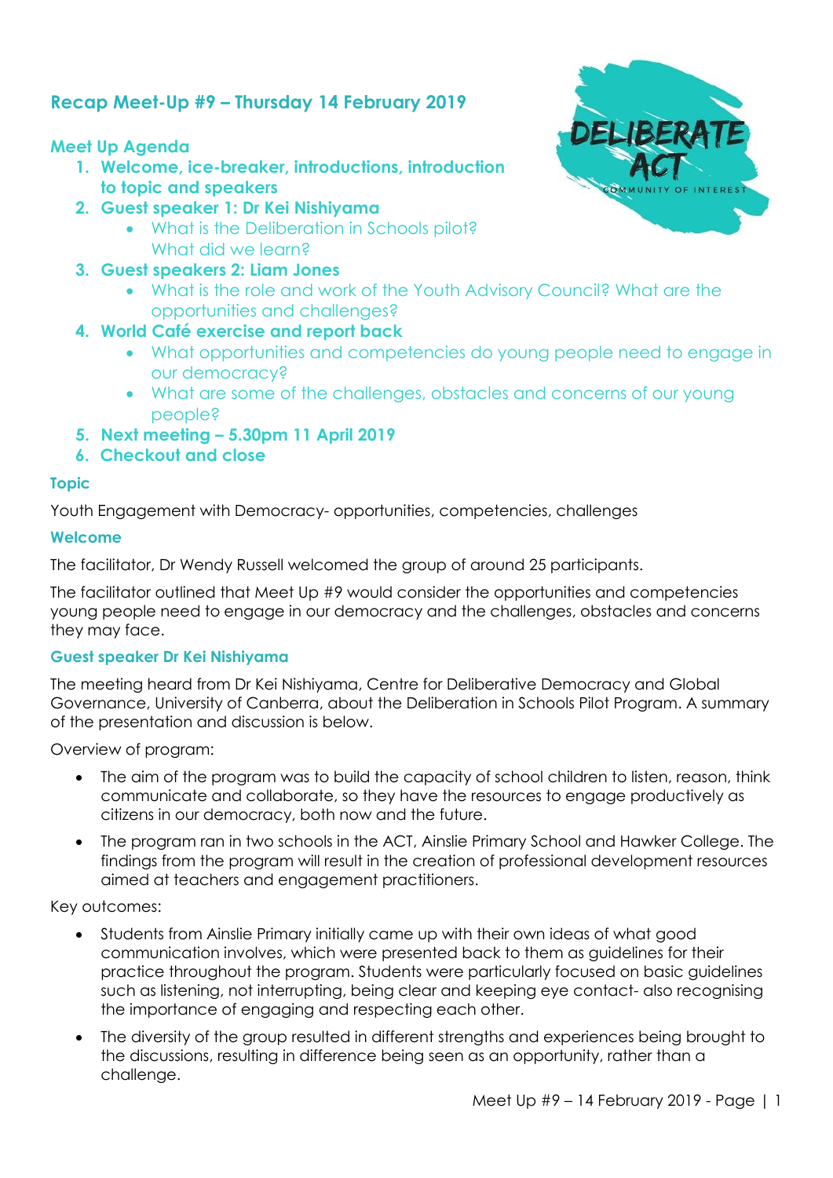# Recap Meet-Up #9 – Thursday 14 February 2019

## Meet Up Agenda

1. **Welcome, ice-breaker, introductions, introduction to topic and speakers**
2. **Guest speaker 1: Dr Kei Nishiyama**
    - What is the Deliberation in Schools pilot? What did we learn?
3. **Guest speakers 2: Liam Jones**
    - What is the role and work of the Youth Advisory Council? What are the opportunities and challenges?
4. **World Café exercise and report back**
    - What opportunities and competencies do young people need to engage in our democracy?
    - What are some of the challenges, obstacles and concerns of our young people?
5. **Next meeting – 5.30pm 11 April 2019**
6. **Checkout and close**

### Topic

Youth Engagement with Democracy- opportunities, competencies, challenges

### Welcome

The facilitator, Dr Wendy Russell welcomed the group of around 25 participants.

The facilitator outlined that Meet Up #9 would consider the opportunities and competencies young people need to engage in our democracy and the challenges, obstacles and concerns they may face.

### Guest speaker Dr Kei Nishiyama

The meeting heard from Dr Kei Nishiyama, Centre for Deliberative Democracy and Global Governance, University of Canberra, about the Deliberation in Schools Pilot Program. A summary of the presentation and discussion is below.

Overview of program:

- The aim of the program was to build the capacity of school children to listen, reason, think communicate and collaborate, so they have the resources to engage productively as citizens in our democracy, both now and the future.
- The program ran in two schools in the ACT, Ainslie Primary School and Hawker College. The findings from the program will result in the creation of professional development resources aimed at teachers and engagement practitioners.

Key outcomes:

- Students from Ainslie Primary initially came up with their own ideas of what good communication involves, which were presented back to them as guidelines for their practice throughout the program. Students were particularly focused on basic guidelines such as listening, not interrupting, being clear and keeping eye contact- also recognising the importance of engaging and respecting each other.
- The diversity of the group resulted in different strengths and experiences being brought to the discussions, resulting in difference being seen as an opportunity, rather than a challenge.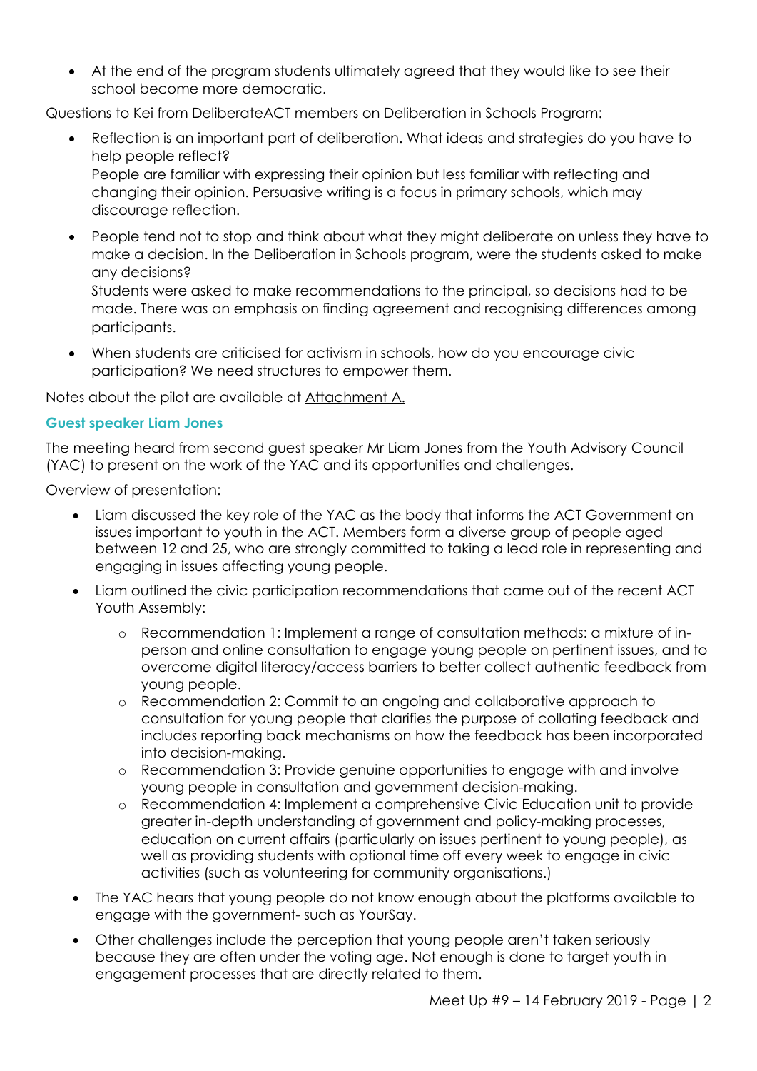- At the end of the program students ultimately agreed that they would like to see their school become more democratic.

Questions to Kei from DeliberateACT members on Deliberation in Schools Program:

- Reflection is an important part of deliberation. What ideas and strategies do you have to help people reflect?
  People are familiar with expressing their opinion but less familiar with reflecting and changing their opinion. Persuasive writing is a focus in primary schools, which may discourage reflection.
- People tend not to stop and think about what they might deliberate on unless they have to make a decision. In the Deliberation in Schools program, were the students asked to make any decisions?
  Students were asked to make recommendations to the principal, so decisions had to be made. There was an emphasis on finding agreement and recognising differences among participants.
- When students are criticised for activism in schools, how do you encourage civic participation? We need structures to empower them.

Notes about the pilot are available at Attachment A.

### Guest speaker Liam Jones

The meeting heard from second guest speaker Mr Liam Jones from the Youth Advisory Council (YAC) to present on the work of the YAC and its opportunities and challenges.

Overview of presentation:

- Liam discussed the key role of the YAC as the body that informs the ACT Government on issues important to youth in the ACT. Members form a diverse group of people aged between 12 and 25, who are strongly committed to taking a lead role in representing and engaging in issues affecting young people.
- Liam outlined the civic participation recommendations that came out of the recent ACT Youth Assembly:
  - Recommendation 1: Implement a range of consultation methods: a mixture of in-person and online consultation to engage young people on pertinent issues, and to overcome digital literacy/access barriers to better collect authentic feedback from young people.
  - Recommendation 2: Commit to an ongoing and collaborative approach to consultation for young people that clarifies the purpose of collating feedback and includes reporting back mechanisms on how the feedback has been incorporated into decision-making.
  - Recommendation 3: Provide genuine opportunities to engage with and involve young people in consultation and government decision-making.
  - Recommendation 4: Implement a comprehensive Civic Education unit to provide greater in-depth understanding of government and policy-making processes, education on current affairs (particularly on issues pertinent to young people), as well as providing students with optional time off every week to engage in civic activities (such as volunteering for community organisations.)
- The YAC hears that young people do not know enough about the platforms available to engage with the government- such as YourSay.
- Other challenges include the perception that young people aren't taken seriously because they are often under the voting age. Not enough is done to target youth in engagement processes that are directly related to them.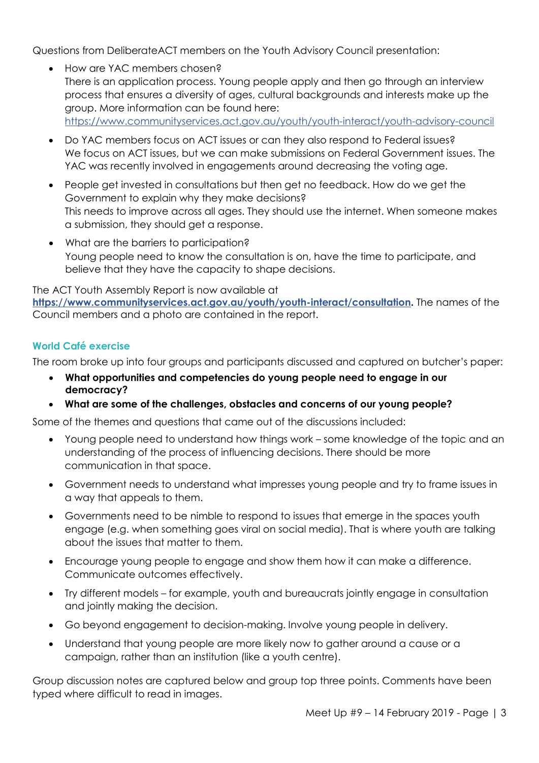Questions from DeliberateACT members on the Youth Advisory Council presentation:

- How are YAC members chosen?
  There is an application process. Young people apply and then go through an interview process that ensures a diversity of ages, cultural backgrounds and interests make up the group. More information can be found here: https://www.communityservices.act.gov.au/youth/youth-interact/youth-advisory-council
- Do YAC members focus on ACT issues or can they also respond to Federal issues?
  We focus on ACT issues, but we can make submissions on Federal Government issues. The YAC was recently involved in engagements around decreasing the voting age.
- People get invested in consultations but then get no feedback. How do we get the Government to explain why they make decisions?
  This needs to improve across all ages. They should use the internet. When someone makes a submission, they should get a response.
- What are the barriers to participation?
  Young people need to know the consultation is on, have the time to participate, and believe that they have the capacity to shape decisions.

The ACT Youth Assembly Report is now available at **https://www.communityservices.act.gov.au/youth/youth-interact/consultation.** The names of the Council members and a photo are contained in the report.

### World Café exercise

The room broke up into four groups and participants discussed and captured on butcher's paper:

- **What opportunities and competencies do young people need to engage in our democracy?**
- **What are some of the challenges, obstacles and concerns of our young people?**

Some of the themes and questions that came out of the discussions included:

- Young people need to understand how things work – some knowledge of the topic and an understanding of the process of influencing decisions. There should be more communication in that space.
- Government needs to understand what impresses young people and try to frame issues in a way that appeals to them.
- Governments need to be nimble to respond to issues that emerge in the spaces youth engage (e.g. when something goes viral on social media). That is where youth are talking about the issues that matter to them.
- Encourage young people to engage and show them how it can make a difference. Communicate outcomes effectively.
- Try different models – for example, youth and bureaucrats jointly engage in consultation and jointly making the decision.
- Go beyond engagement to decision-making. Involve young people in delivery.
- Understand that young people are more likely now to gather around a cause or a campaign, rather than an institution (like a youth centre).

Group discussion notes are captured below and group top three points. Comments have been typed where difficult to read in images.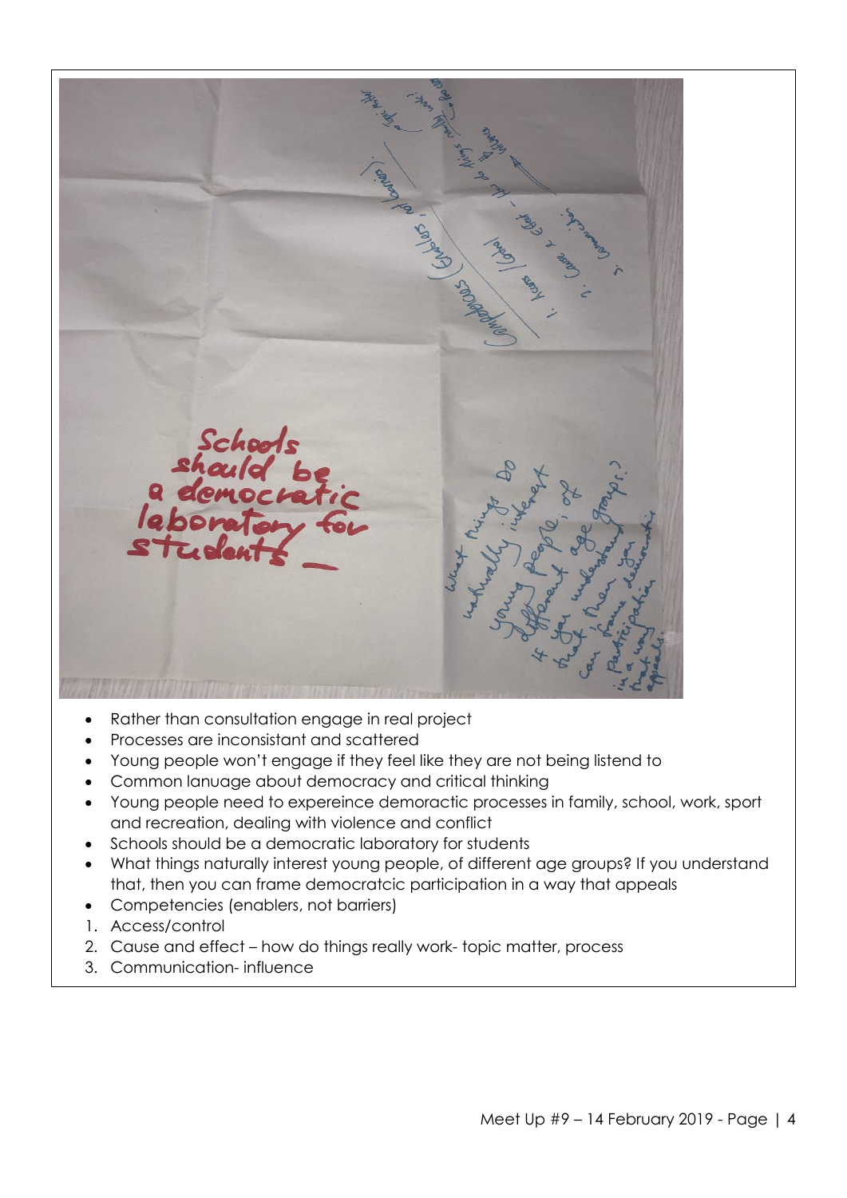- Rather than consultation engage in real project
- Processes are inconsistant and scattered
- Young people won't engage if they feel like they are not being listend to
- Common lanuage about democracy and critical thinking
- Young people need to expereince demoractic processes in family, school, work, sport and recreation, dealing with violence and conflict
- Schools should be a democratic laboratory for students
- What things naturally interest young people, of different age groups? If you understand that, then you can frame democratcic participation in a way that appeals
- Competencies (enablers, not barriers)

1. Access/control
2. Cause and effect – how do things really work- topic matter, process
3. Communication- influence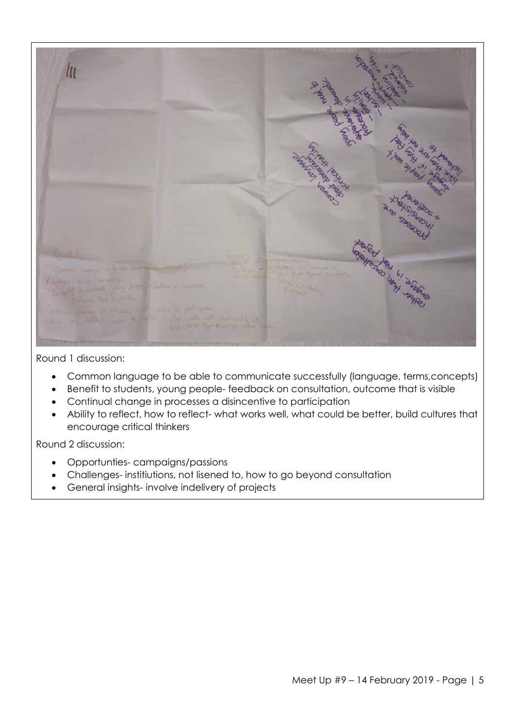Round 1 discussion:

- Common language to be able to communicate successfully (language, terms,concepts)
- Benefit to students, young people- feedback on consultation, outcome that is visible
- Continual change in processes a disincentive to participation
- Ability to reflect, how to reflect- what works well, what could be better, build cultures that encourage critical thinkers

Round 2 discussion:

- Opportunties- campaigns/passions
- Challenges- institiutions, not lisened to, how to go beyond consultation
- General insights- involve indelivery of projects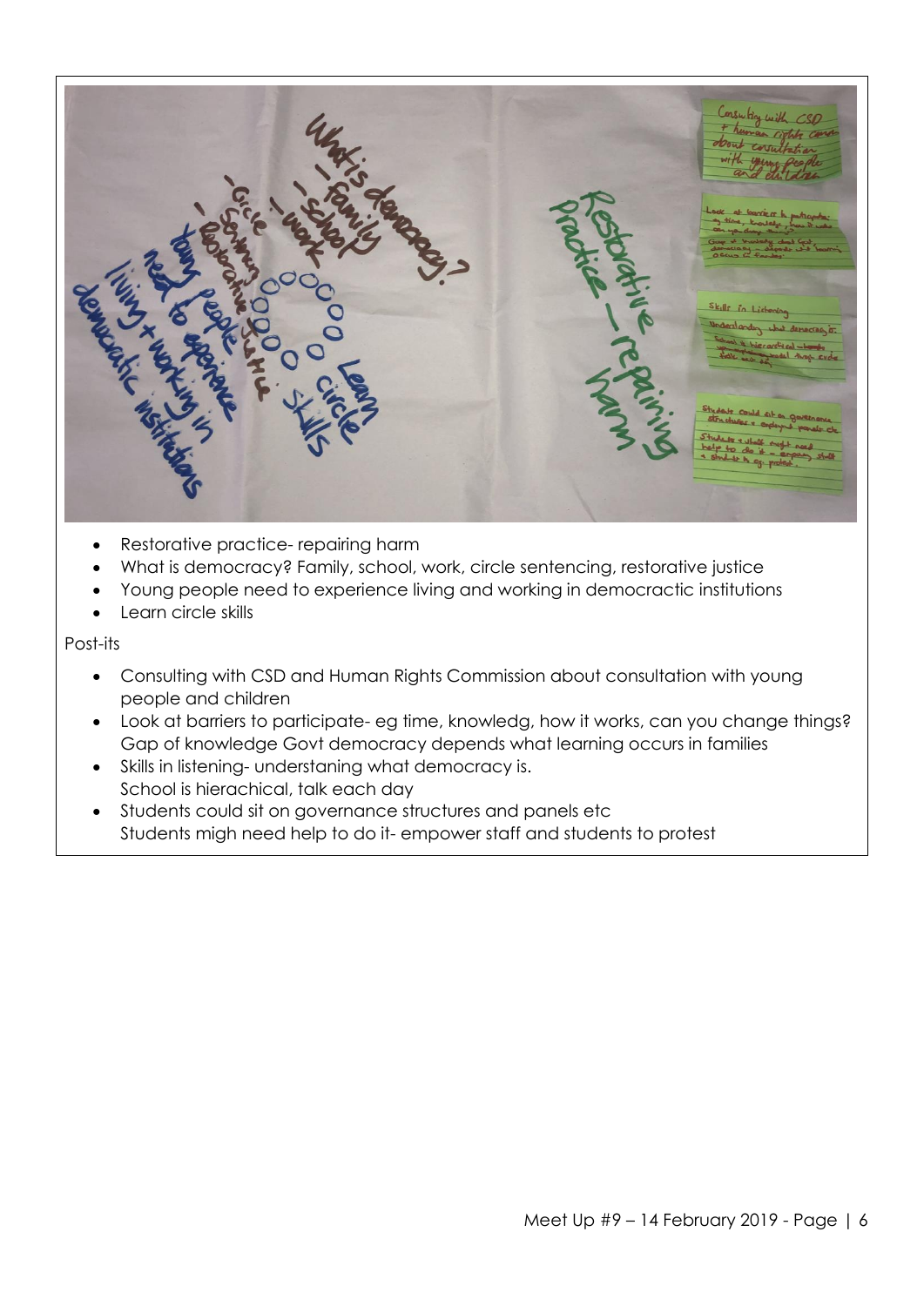- Restorative practice- repairing harm
- What is democracy? Family, school, work, circle sentencing, restorative justice
- Young people need to experience living and working in democractic institutions
- Learn circle skills

Post-its

- Consulting with CSD and Human Rights Commission about consultation with young people and children
- Look at barriers to participate- eg time, knowledg, how it works, can you change things?
  Gap of knowledge Govt democracy depends what learning occurs in families
- Skills in listening- understaning what democracy is.
  School is hierachical, talk each day
- Students could sit on governance structures and panels etc
  Students migh need help to do it- empower staff and students to protest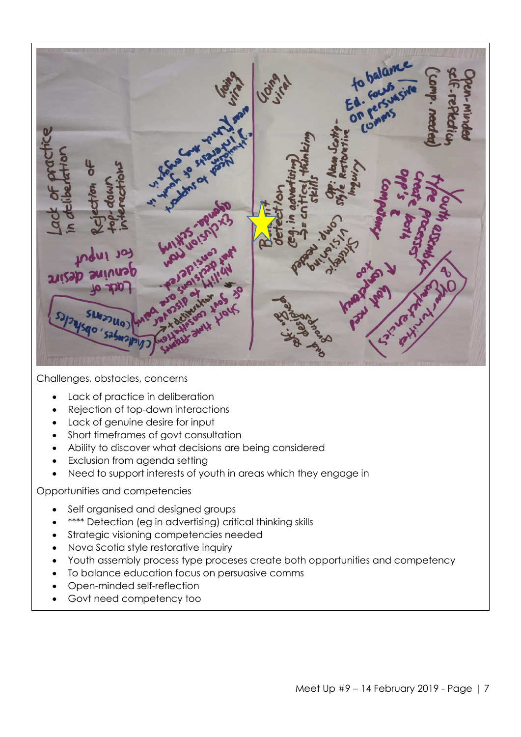Challenges, obstacles, concerns

- Lack of practice in deliberation
- Rejection of top-down interactions
- Lack of genuine desire for input
- Short timeframes of govt consultation
- Ability to discover what decisions are being considered
- Exclusion from agenda setting
- Need to support interests of youth in areas which they engage in

Opportunities and competencies

- Self organised and designed groups
- **** Detection (eg in advertising) critical thinking skills
- Strategic visioning competencies needed
- Nova Scotia style restorative inquiry
- Youth assembly process type proceses create both opportunities and competency
- To balance education focus on persuasive comms
- Open-minded self-reflection
- Govt need competency too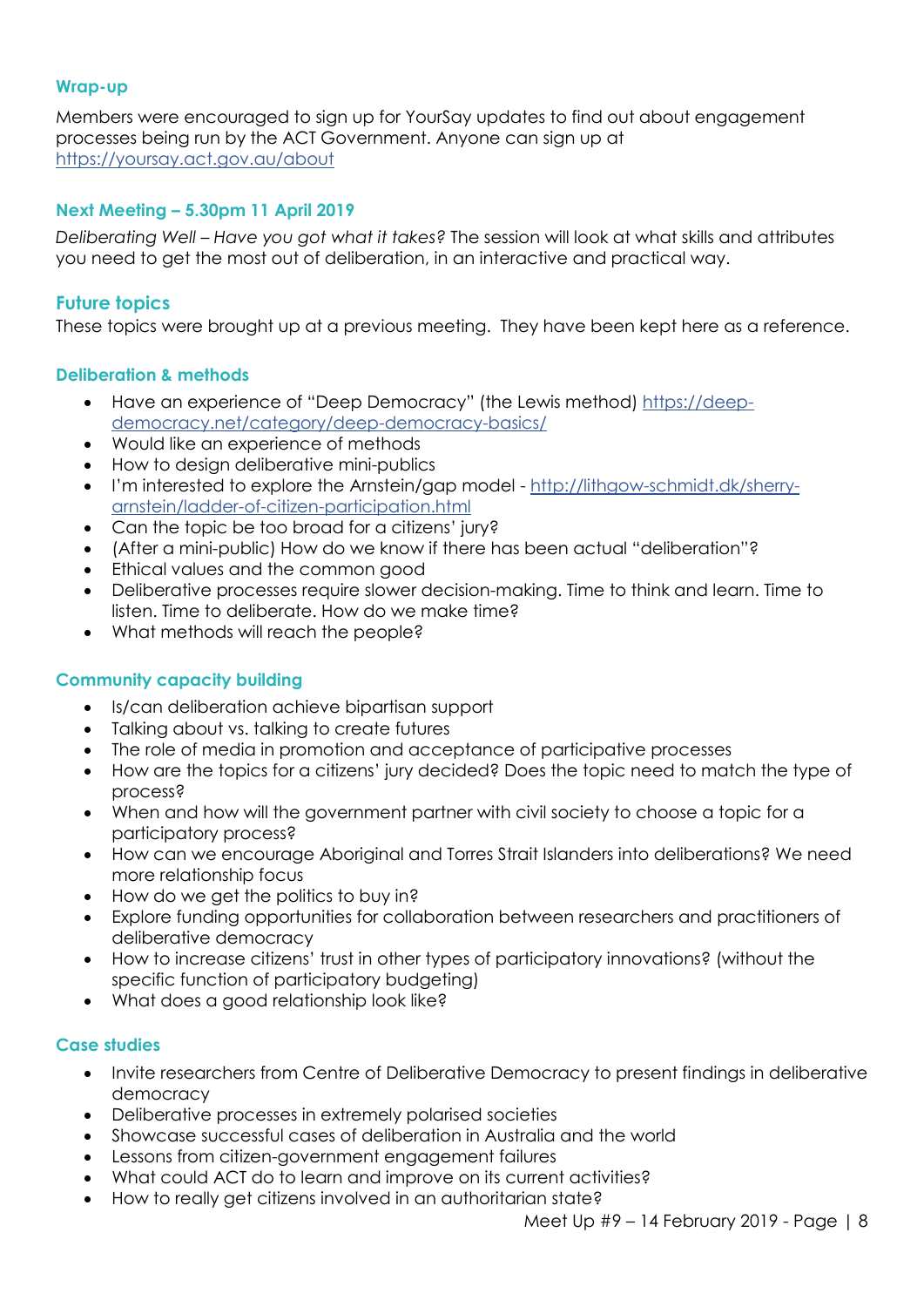### Wrap-up

Members were encouraged to sign up for YourSay updates to find out about engagement processes being run by the ACT Government. Anyone can sign up at https://yoursay.act.gov.au/about

### Next Meeting – 5.30pm 11 April 2019

*Deliberating Well – Have you got what it takes?* The session will look at what skills and attributes you need to get the most out of deliberation, in an interactive and practical way.

## Future topics

These topics were brought up at a previous meeting. They have been kept here as a reference.

### Deliberation & methods

- Have an experience of "Deep Democracy" (the Lewis method) https://deep-democracy.net/category/deep-democracy-basics/
- Would like an experience of methods
- How to design deliberative mini-publics
- I'm interested to explore the Arnstein/gap model - http://lithgow-schmidt.dk/sherry-arnstein/ladder-of-citizen-participation.html
- Can the topic be too broad for a citizens' jury?
- (After a mini-public) How do we know if there has been actual "deliberation"?
- Ethical values and the common good
- Deliberative processes require slower decision-making. Time to think and learn. Time to listen. Time to deliberate. How do we make time?
- What methods will reach the people?

### Community capacity building

- Is/can deliberation achieve bipartisan support
- Talking about vs. talking to create futures
- The role of media in promotion and acceptance of participative processes
- How are the topics for a citizens' jury decided? Does the topic need to match the type of process?
- When and how will the government partner with civil society to choose a topic for a participatory process?
- How can we encourage Aboriginal and Torres Strait Islanders into deliberations? We need more relationship focus
- How do we get the politics to buy in?
- Explore funding opportunities for collaboration between researchers and practitioners of deliberative democracy
- How to increase citizens' trust in other types of participatory innovations? (without the specific function of participatory budgeting)
- What does a good relationship look like?

### Case studies

- Invite researchers from Centre of Deliberative Democracy to present findings in deliberative democracy
- Deliberative processes in extremely polarised societies
- Showcase successful cases of deliberation in Australia and the world
- Lessons from citizen-government engagement failures
- What could ACT do to learn and improve on its current activities?
- How to really get citizens involved in an authoritarian state?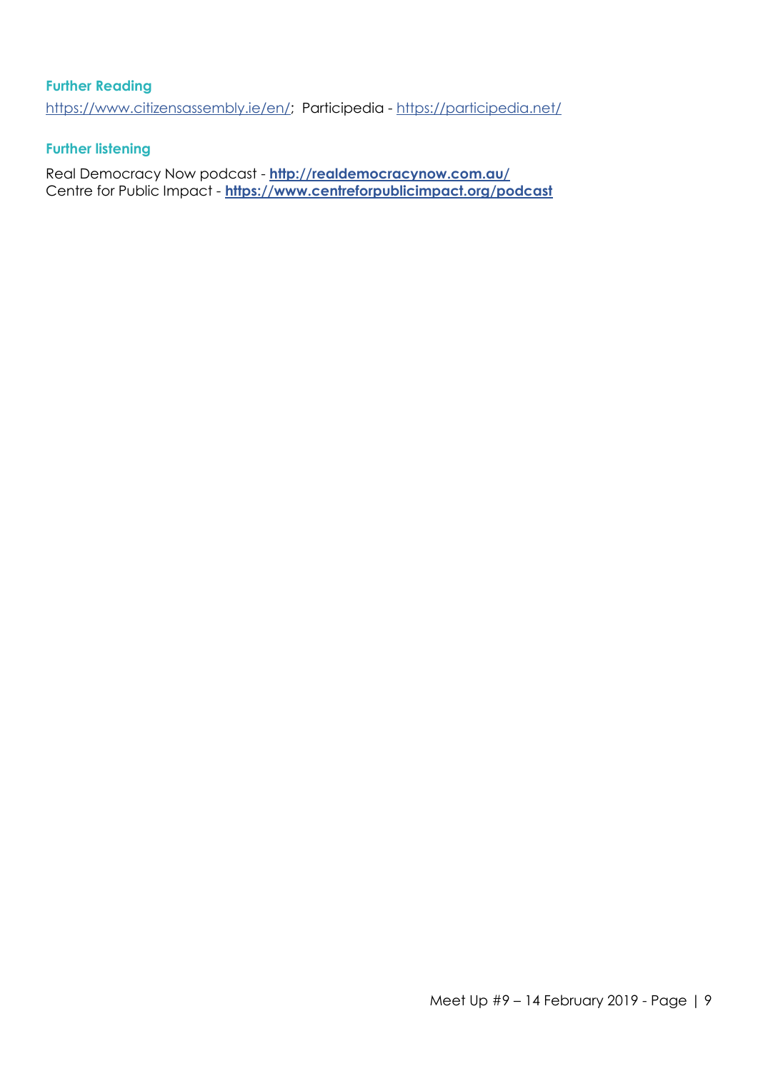### Further Reading

https://www.citizensassembly.ie/en/; Participedia - https://participedia.net/

### Further listening

Real Democracy Now podcast - **http://realdemocracynow.com.au/**
Centre for Public Impact - **https://www.centreforpublicimpact.org/podcast**